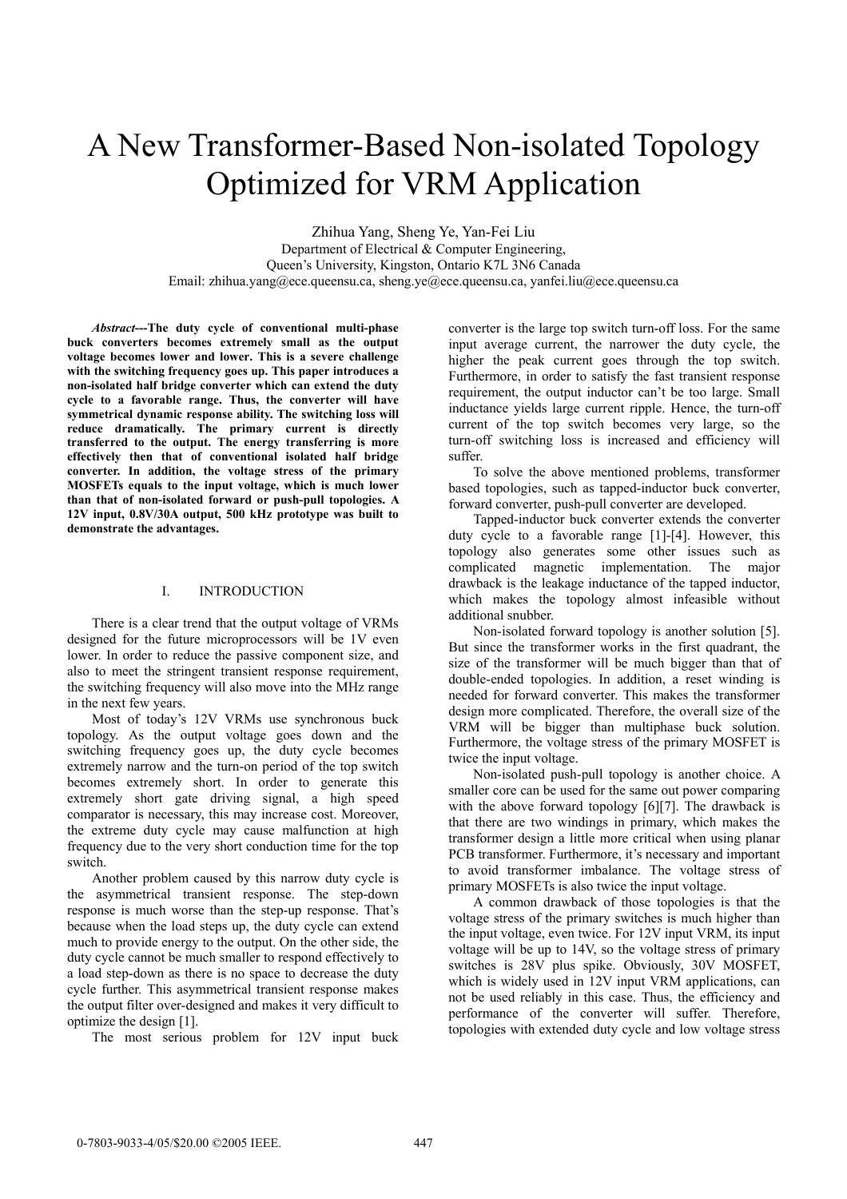# A New Transformer-Based Non-isolated Topology Optimized for VRM Application

Zhihua Yang, Sheng Ye, Yan-Fei Liu

Department of Electrical & Computer Engineering,
Queen's University, Kingston, Ontario K7L 3N6 Canada
Email: zhihua.yang@ece.queensu.ca, sheng.ye@ece.queensu.ca, yanfei.liu@ece.queensu.ca

***Abstract*---The duty cycle of conventional multi-phase buck converters becomes extremely small as the output voltage becomes lower and lower. This is a severe challenge with the switching frequency goes up. This paper introduces a non-isolated half bridge converter which can extend the duty cycle to a favorable range. Thus, the converter will have symmetrical dynamic response ability. The switching loss will reduce dramatically. The primary current is directly transferred to the output. The energy transferring is more effectively then that of conventional isolated half bridge converter. In addition, the voltage stress of the primary MOSFETs equals to the input voltage, which is much lower than that of non-isolated forward or push-pull topologies. A 12V input, 0.8V/30A output, 500 kHz prototype was built to demonstrate the advantages.**

## I. INTRODUCTION

There is a clear trend that the output voltage of VRMs designed for the future microprocessors will be 1V even lower. In order to reduce the passive component size, and also to meet the stringent transient response requirement, the switching frequency will also move into the MHz range in the next few years.

Most of today's 12V VRMs use synchronous buck topology. As the output voltage goes down and the switching frequency goes up, the duty cycle becomes extremely narrow and the turn-on period of the top switch becomes extremely short. In order to generate this extremely short gate driving signal, a high speed comparator is necessary, this may increase cost. Moreover, the extreme duty cycle may cause malfunction at high frequency due to the very short conduction time for the top switch.

Another problem caused by this narrow duty cycle is the asymmetrical transient response. The step-down response is much worse than the step-up response. That's because when the load steps up, the duty cycle can extend much to provide energy to the output. On the other side, the duty cycle cannot be much smaller to respond effectively to a load step-down as there is no space to decrease the duty cycle further. This asymmetrical transient response makes the output filter over-designed and makes it very difficult to optimize the design [1].

The most serious problem for 12V input buck converter is the large top switch turn-off loss. For the same input average current, the narrower the duty cycle, the higher the peak current goes through the top switch. Furthermore, in order to satisfy the fast transient response requirement, the output inductor can't be too large. Small inductance yields large current ripple. Hence, the turn-off current of the top switch becomes very large, so the turn-off switching loss is increased and efficiency will suffer.

To solve the above mentioned problems, transformer based topologies, such as tapped-inductor buck converter, forward converter, push-pull converter are developed.

Tapped-inductor buck converter extends the converter duty cycle to a favorable range [1]-[4]. However, this topology also generates some other issues such as complicated magnetic implementation. The major drawback is the leakage inductance of the tapped inductor, which makes the topology almost infeasible without additional snubber.

Non-isolated forward topology is another solution [5]. But since the transformer works in the first quadrant, the size of the transformer will be much bigger than that of double-ended topologies. In addition, a reset winding is needed for forward converter. This makes the transformer design more complicated. Therefore, the overall size of the VRM will be bigger than multiphase buck solution. Furthermore, the voltage stress of the primary MOSFET is twice the input voltage.

Non-isolated push-pull topology is another choice. A smaller core can be used for the same out power comparing with the above forward topology [6][7]. The drawback is that there are two windings in primary, which makes the transformer design a little more critical when using planar PCB transformer. Furthermore, it's necessary and important to avoid transformer imbalance. The voltage stress of primary MOSFETs is also twice the input voltage.

A common drawback of those topologies is that the voltage stress of the primary switches is much higher than the input voltage, even twice. For 12V input VRM, its input voltage will be up to 14V, so the voltage stress of primary switches is 28V plus spike. Obviously, 30V MOSFET, which is widely used in 12V input VRM applications, can not be used reliably in this case. Thus, the efficiency and performance of the converter will suffer. Therefore, topologies with extended duty cycle and low voltage stress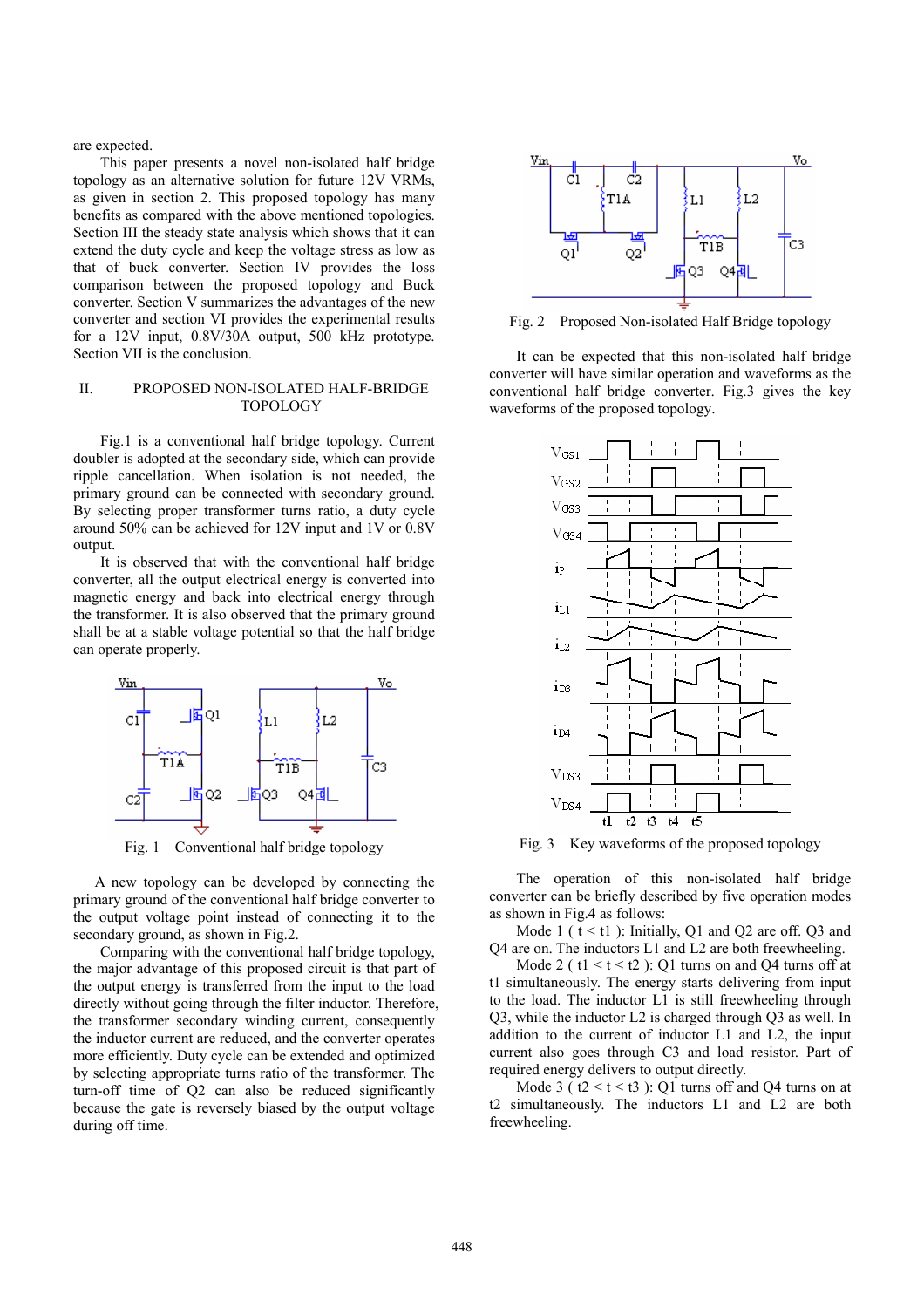are expected.

This paper presents a novel non-isolated half bridge topology as an alternative solution for future 12V VRMs, as given in section 2. This proposed topology has many benefits as compared with the above mentioned topologies. Section III the steady state analysis which shows that it can extend the duty cycle and keep the voltage stress as low as that of buck converter. Section IV provides the loss comparison between the proposed topology and Buck converter. Section V summarizes the advantages of the new converter and section VI provides the experimental results for a 12V input, 0.8V/30A output, 500 kHz prototype. Section VII is the conclusion.

## II. PROPOSED NON-ISOLATED HALF-BRIDGE TOPOLOGY

Fig.1 is a conventional half bridge topology. Current doubler is adopted at the secondary side, which can provide ripple cancellation. When isolation is not needed, the primary ground can be connected with secondary ground. By selecting proper transformer turns ratio, a duty cycle around 50% can be achieved for 12V input and 1V or 0.8V output.

It is observed that with the conventional half bridge converter, all the output electrical energy is converted into magnetic energy and back into electrical energy through the transformer. It is also observed that the primary ground shall be at a stable voltage potential so that the half bridge can operate properly.

Fig. 1 Conventional half bridge topology

A new topology can be developed by connecting the primary ground of the conventional half bridge converter to the output voltage point instead of connecting it to the secondary ground, as shown in Fig.2.

Comparing with the conventional half bridge topology, the major advantage of this proposed circuit is that part of the output energy is transferred from the input to the load directly without going through the filter inductor. Therefore, the transformer secondary winding current, consequently the inductor current are reduced, and the converter operates more efficiently. Duty cycle can be extended and optimized by selecting appropriate turns ratio of the transformer. The turn-off time of Q2 can also be reduced significantly because the gate is reversely biased by the output voltage during off time.

Fig. 2 Proposed Non-isolated Half Bridge topology

It can be expected that this non-isolated half bridge converter will have similar operation and waveforms as the conventional half bridge converter. Fig.3 gives the key waveforms of the proposed topology.

Fig. 3 Key waveforms of the proposed topology

The operation of this non-isolated half bridge converter can be briefly described by five operation modes as shown in Fig.4 as follows:

Mode 1 ( t < t1 ): Initially, Q1 and Q2 are off. Q3 and Q4 are on. The inductors L1 and L2 are both freewheeling.

Mode 2 ( t1 < t < t2 ): Q1 turns on and Q4 turns off at t1 simultaneously. The energy starts delivering from input to the load. The inductor L1 is still freewheeling through Q3, while the inductor L2 is charged through Q3 as well. In addition to the current of inductor L1 and L2, the input current also goes through C3 and load resistor. Part of required energy delivers to output directly.

Mode 3 ( t2 < t < t3 ): Q1 turns off and Q4 turns on at t2 simultaneously. The inductors L1 and L2 are both freewheeling.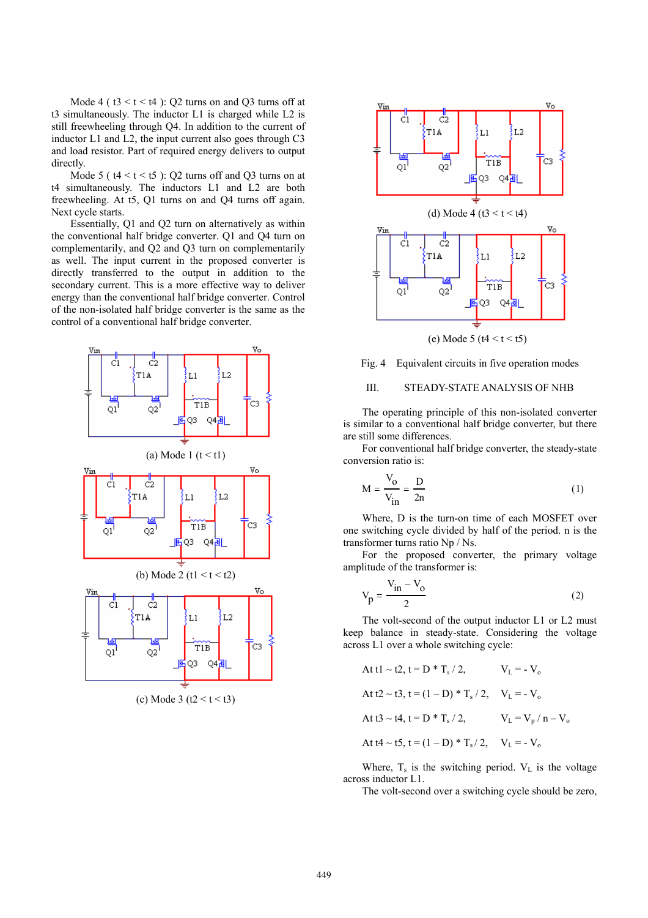Mode 4 ( t3 < t < t4 ): Q2 turns on and Q3 turns off at t3 simultaneously. The inductor L1 is charged while L2 is still freewheeling through Q4. In addition to the current of inductor L1 and L2, the input current also goes through C3 and load resistor. Part of required energy delivers to output directly.

Mode 5 ( t4 < t < t5 ): Q2 turns off and Q3 turns on at t4 simultaneously. The inductors L1 and L2 are both freewheeling. At t5, Q1 turns on and Q4 turns off again. Next cycle starts.

Essentially, Q1 and Q2 turn on alternatively as within the conventional half bridge converter. Q1 and Q4 turn on complementarily, and Q2 and Q3 turn on complementarily as well. The input current is the proposed converter is directly transferred to the output in addition to the secondary current. This is a more effective way to deliver energy than the conventional half bridge converter. Control of the non-isolated half bridge converter is the same as the control of a conventional half bridge converter.

(a) Mode 1 (t < t1)

(b) Mode 2 (t1 < t < t2)

(c) Mode 3 (t2 < t < t3)

(d) Mode 4 (t3 < t < t4)

(e) Mode 5 (t4 < t < t5)

Fig. 4 Equivalent circuits in five operation modes

## III. STEADY-STATE ANALYSIS OF NHB

The operating principle of this non-isolated converter is similar to a conventional half bridge converter, but there are still some differences.

For conventional half bridge converter, the steady-state conversion ratio is:

$$M = \frac{V_o}{V_{in}} = \frac{D}{2n} \tag{1}$$

Where, D is the turn-on time of each MOSFET over one switching cycle divided by half of the period. n is the transformer turns ratio Np / Ns.

For the proposed converter, the primary voltage amplitude of the transformer is:

$$V_p = \frac{V_{in} - V_o}{2} \tag{2}$$

The volt-second of the output inductor L1 or L2 must keep balance in steady-state. Considering the voltage across L1 over a whole switching cycle:

At t1 ~ t2, $t = D * T_s / 2$, $\quad V_L = - V_o$

At t2 ~ t3, $t = (1 - D) * T_s / 2$, $\quad V_L = - V_o$

At t3 ~ t4, $t = D * T_s / 2$, $\quad V_L = V_p / n - V_o$

At t4 ~ t5, $t = (1 - D) * T_s / 2$, $\quad V_L = - V_o$

Where, $T_s$ is the switching period. $V_L$ is the voltage across inductor L1.

The volt-second over a switching cycle should be zero,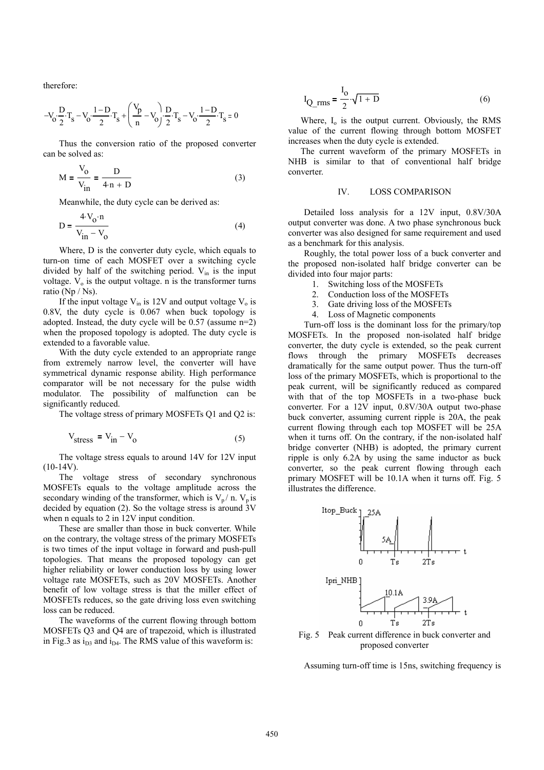therefore:

$$-V_o \cdot \frac{D}{2} \cdot T_s - V_o \cdot \frac{1-D}{2} \cdot T_s + \left(\frac{V_p}{n} - V_o\right) \cdot \frac{D}{2} \cdot T_s - V_o \cdot \frac{1-D}{2} \cdot T_s = 0$$

Thus the conversion ratio of the proposed converter can be solved as:

$$M = \frac{V_o}{V_{in}} = \frac{D}{4 \cdot n + D} \tag{3}$$

Meanwhile, the duty cycle can be derived as:

$$D = \frac{4 \cdot V_o \cdot n}{V_{in} - V_o} \tag{4}$$

Where, D is the converter duty cycle, which equals to turn-on time of each MOSFET over a switching cycle divided by half of the switching period. $V_{in}$ is the input voltage. $V_o$ is the output voltage. n is the transformer turns ratio (Np / Ns).

If the input voltage $V_{in}$ is 12V and output voltage $V_o$ is 0.8V, the duty cycle is 0.067 when buck topology is adopted. Instead, the duty cycle will be 0.57 (assume n=2) when the proposed topology is adopted. The duty cycle is extended to a favorable value.

With the duty cycle extended to an appropriate range from extremely narrow level, the converter will have symmetrical dynamic response ability. High performance comparator will be not necessary for the pulse width modulator. The possibility of malfunction can be significantly reduced.

The voltage stress of primary MOSFETs Q1 and Q2 is:

$$V_{stress} = V_{in} - V_o \tag{5}$$

The voltage stress equals to around 14V for 12V input (10-14V).

The voltage stress of secondary synchronous MOSFETs equals to the voltage amplitude across the secondary winding of the transformer, which is $V_p / n$. $V_p$ is decided by equation (2). So the voltage stress is around 3V when n equals to 2 in 12V input condition.

These are smaller than those in buck converter. While on the contrary, the voltage stress of the primary MOSFETs is two times of the input voltage in forward and push-pull topologies. That means the proposed topology can get higher reliability or lower conduction loss by using lower voltage rate MOSFETs, such as 20V MOSFETs. Another benefit of low voltage stress is that the miller effect of MOSFETs reduces, so the gate driving loss even switching loss can be reduced.

The waveforms of the current flowing through bottom MOSFETs Q3 and Q4 are of trapezoid, which is illustrated in Fig.3 as $i_{D3}$ and $i_{D4}$. The RMS value of this waveform is:

$$I_{Q\_rms} = \frac{I_o}{2} \cdot \sqrt{1 + D} \tag{6}$$

Where, $I_o$ is the output current. Obviously, the RMS value of the current flowing through bottom MOSFET increases when the duty cycle is extended.

The current waveform of the primary MOSFETs in NHB is similar to that of conventional half bridge converter.

## IV. LOSS COMPARISON

Detailed loss analysis for a 12V input, 0.8V/30A output converter was done. A two phase synchronous buck converter was also designed for same requirement and used as a benchmark for this analysis.

Roughly, the total power loss of a buck converter and the proposed non-isolated half bridge converter can be divided into four major parts:

1. Switching loss of the MOSFETs
2. Conduction loss of the MOSFETs
3. Gate driving loss of the MOSFETs
4. Loss of Magnetic components

Turn-off loss is the dominant loss for the primary/top MOSFETs. In the proposed non-isolated half bridge converter, the duty cycle is extended, so the peak current flows through the primary MOSFETs decreases dramatically for the same output power. Thus the turn-off loss of the primary MOSFETs, which is proportional to the peak current, will be significantly reduced as compared with that of the top MOSFETs in a two-phase buck converter. For a 12V input, 0.8V/30A output two-phase buck converter, assuming current ripple is 20A, the peak current flowing through each top MOSFET will be 25A when it turns off. On the contrary, if the non-isolated half bridge converter (NHB) is adopted, the primary current ripple is only 6.2A by using the same inductor as buck converter, so the peak current flowing through each primary MOSFET will be 10.1A when it turns off. Fig. 5 illustrates the difference.

Fig. 5 Peak current difference in buck converter and proposed converter

Assuming turn-off time is 15ns, switching frequency is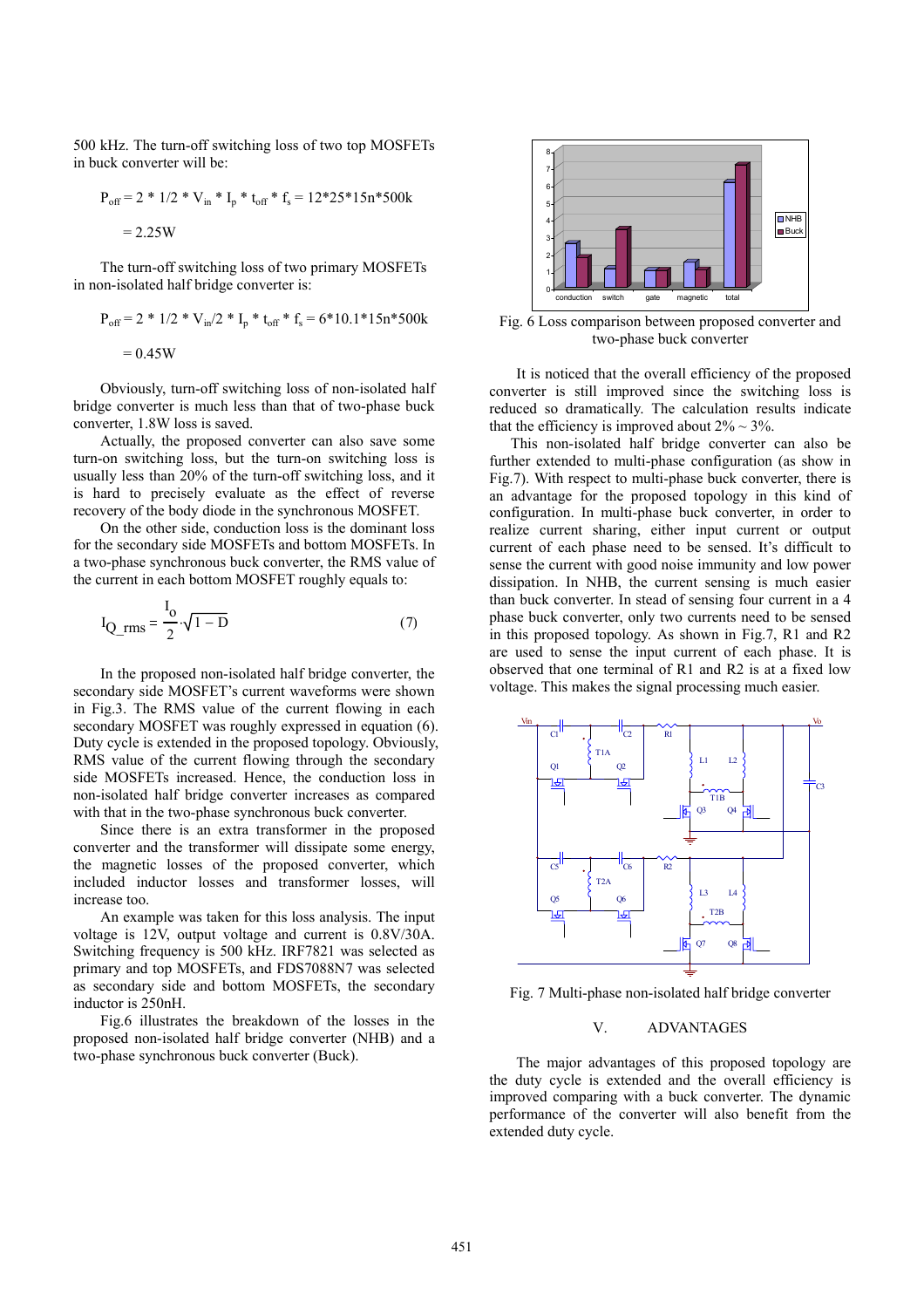500 kHz. The turn-off switching loss of two top MOSFETs in buck converter will be:

$$P_{off} = 2 * 1/2 * V_{in} * I_p * t_{off} * f_s = 12*25*15n*500k$$

$$= 2.25W$$

The turn-off switching loss of two primary MOSFETs in non-isolated half bridge converter is:

$$P_{off} = 2 * 1/2 * V_{in}/2 * I_p * t_{off} * f_s = 6*10.1*15n*500k$$

$$= 0.45W$$

Obviously, turn-off switching loss of non-isolated half bridge converter is much less than that of two-phase buck converter, 1.8W loss is saved.

Actually, the proposed converter can also save some turn-on switching loss, but the turn-on switching loss is usually less than 20% of the turn-off switching loss, and it is hard to precisely evaluate as the effect of reverse recovery of the body diode in the synchronous MOSFET.

On the other side, conduction loss is the dominant loss for the secondary side MOSFETs and bottom MOSFETs. In a two-phase synchronous buck converter, the RMS value of the current in each bottom MOSFET roughly equals to:

$$I_{Q\_rms} = \frac{I_o}{2} \cdot \sqrt{1 - D} \tag{7}$$

In the proposed non-isolated half bridge converter, the secondary side MOSFET's current waveforms were shown in Fig.3. The RMS value of the current flowing in each secondary MOSFET was roughly expressed in equation (6). Duty cycle is extended in the proposed topology. Obviously, RMS value of the current flowing through the secondary side MOSFETs increased. Hence, the conduction loss in non-isolated half bridge converter increases as compared with that in the two-phase synchronous buck converter.

Since there is an extra transformer in the proposed converter and the transformer will dissipate some energy, the magnetic losses of the proposed converter, which included inductor losses and transformer losses, will increase too.

An example was taken for this loss analysis. The input voltage is 12V, output voltage and current is 0.8V/30A. Switching frequency is 500 kHz. IRF7821 was selected as primary and top MOSFETs, and FDS7088N7 was selected as secondary side and bottom MOSFETs, the secondary inductor is 250nH.

Fig.6 illustrates the breakdown of the losses in the proposed non-isolated half bridge converter (NHB) and a two-phase synchronous buck converter (Buck).

Fig. 6 Loss comparison between proposed converter and two-phase buck converter

It is noticed that the overall efficiency of the proposed converter is still improved since the switching loss is reduced so dramatically. The calculation results indicate that the efficiency is improved about 2% ~ 3%.

This non-isolated half bridge converter can also be further extended to multi-phase configuration (as show in Fig.7). With respect to multi-phase buck converter, there is an advantage for the proposed topology in this kind of configuration. In multi-phase buck converter, in order to realize current sharing, either input current or output current of each phase need to be sensed. It's difficult to sense the current with good noise immunity and low power dissipation. In NHB, the current sensing is much easier than buck converter. In stead of sensing four current in a 4 phase buck converter, only two currents need to be sensed in this proposed topology. As shown in Fig.7, R1 and R2 are used to sense the input current of each phase. It is observed that one terminal of R1 and R2 is at a fixed low voltage. This makes the signal processing much easier.

Fig. 7 Multi-phase non-isolated half bridge converter

## V. ADVANTAGES

The major advantages of this proposed topology are the duty cycle is extended and the overall efficiency is improved comparing with a buck converter. The dynamic performance of the converter will also benefit from the extended duty cycle.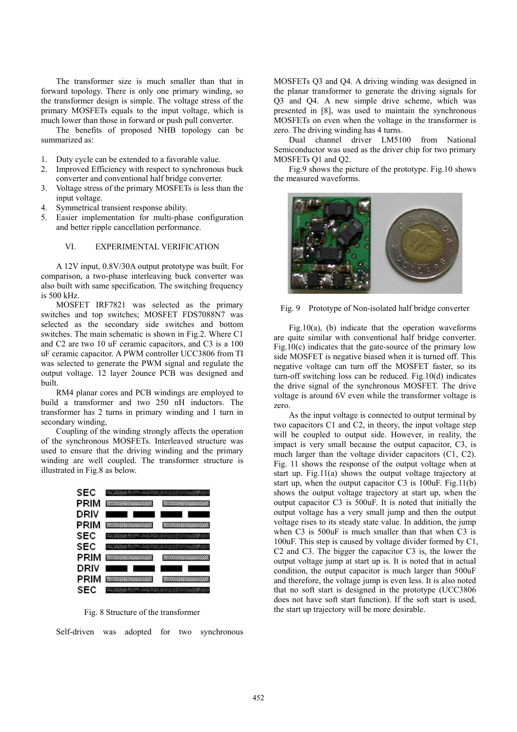The transformer size is much smaller than that in forward topology. There is only one primary winding, so the transformer design is simple. The voltage stress of the primary MOSFETs equals to the input voltage, which is much lower than those in forward or push pull converter.

The benefits of proposed NHB topology can be summarized as:

1. Duty cycle can be extended to a favorable value.
2. Improved Efficiency with respect to synchronous buck converter and conventional half bridge converter.
3. Voltage stress of the primary MOSFETs is less than the input voltage.
4. Symmetrical transient response ability.
5. Easier implementation for multi-phase configuration and better ripple cancellation performance.

## VI. EXPERIMENTAL VERIFICATION

A 12V input, 0.8V/30A output prototype was built. For comparison, a two-phase interleaving buck converter was also built with same specification. The switching frequency is 500 kHz.

MOSFET IRF7821 was selected as the primary switches and top switches; MOSFET FDS7088N7 was selected as the secondary side switches and bottom switches. The main schematic is shown in Fig.2. Where C1 and C2 are two 10 uF ceramic capacitors, and C3 is a 100 uF ceramic capacitor. A PWM controller UCC3806 from TI was selected to generate the PWM signal and regulate the output voltage. 12 layer 2ounce PCB was designed and built.

RM4 planar cores and PCB windings are employed to build a transformer and two 250 nH inductors. The transformer has 2 turns in primary winding and 1 turn in secondary winding,

Coupling of the winding strongly affects the operation of the synchronous MOSFETs. Interleaved structure was used to ensure that the driving winding and the primary winding are well coupled. The transformer structure is illustrated in Fig.8 as below.

SEC
PRIM
DRIV
PRIM
SEC
SEC
PRIM
DRIV
PRIM
SEC

Fig. 8 Structure of the transformer

Self-driven was adopted for two synchronous MOSFETs Q3 and Q4. A driving winding was designed in the planar transformer to generate the driving signals for Q3 and Q4. A new simple drive scheme, which was presented in [8], was used to maintain the synchronous MOSFETs on even when the voltage in the transformer is zero. The driving winding has 4 turns.

Dual channel driver LM5100 from National Semiconductor was used as the driver chip for two primary MOSFETs Q1 and Q2.

Fig.9 shows the picture of the prototype. Fig.10 shows the measured waveforms.

Fig. 9 Prototype of Non-isolated half bridge converter

Fig.10(a), (b) indicate that the operation waveforms are quite similar with conventional half bridge converter. Fig.10(c) indicates that the gate-source of the primary low side MOSFET is negative biased when it is turned off. This negative voltage can turn off the MOSFET faster, so its turn-off switching loss can be reduced. Fig.10(d) indicates the drive signal of the synchronous MOSFET. The drive voltage is around 6V even while the transformer voltage is zero.

As the input voltage is connected to output terminal by two capacitors C1 and C2, in theory, the input voltage step will be coupled to output side. However, in reality, the impact is very small because the output capacitor, C3, is much larger than the voltage divider capacitors (C1, C2). Fig. 11 shows the response of the output voltage when at start up. Fig.11(a) shows the output voltage trajectory at start up, when the output capacitor C3 is 100uF. Fig.11(b) shows the output voltage trajectory at start up, when the output capacitor C3 is 500uF. It is noted that initially the output voltage has a very small jump and then the output voltage rises to its steady state value. In addition, the jump when C3 is 500uF is much smaller than that when C3 is 100uF. This step is caused by voltage divider formed by C1, C2 and C3. The bigger the capacitor C3 is, the lower the output voltage jump at start up is. It is noted that in actual condition, the output capacitor is much larger than 500uF and therefore, the voltage jump is even less. It is also noted that no soft start is designed in the prototype (UCC3806 does not have soft start function). If the soft start is used, the start up trajectory will be more desirable.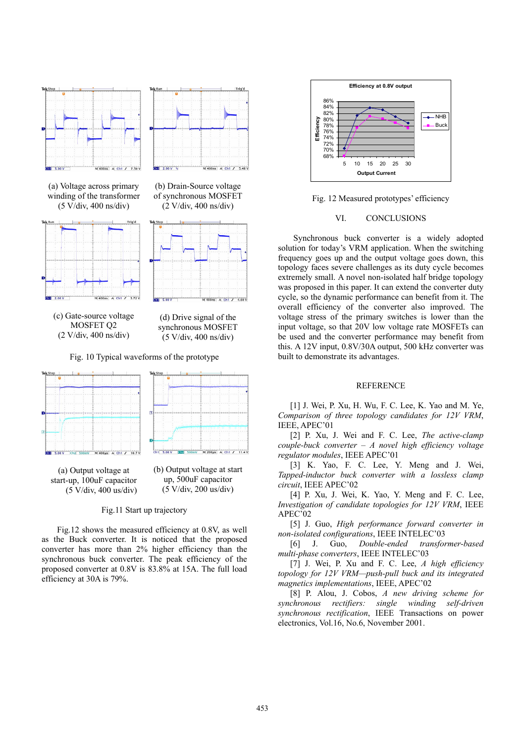(a) Voltage across primary winding of the transformer (5 V/div, 400 ns/div)

(b) Drain-Source voltage of synchronous MOSFET (2 V/div, 400 ns/div)

(c) Gate-source voltage MOSFET Q2 (2 V/div, 400 ns/div)

(d) Drive signal of the synchronous MOSFET (5 V/div, 400 ns/div)

Fig. 10 Typical waveforms of the prototype

(a) Output voltage at start-up, 100uF capacitor (5 V/div, 400 us/div)

(b) Output voltage at start up, 500uF capacitor (5 V/div, 200 us/div)

Fig.11 Start up trajectory

Fig.12 shows the measured efficiency at 0.8V, as well as the Buck converter. It is noticed that the proposed converter has more than 2% higher efficiency than the synchronous buck converter. The peak efficiency of the proposed converter at 0.8V is 83.8% at 15A. The full load efficiency at 30A is 79%.

Efficiency at 0.8V output

86%
84%
82%
80%
78%
76%
74%
72%
70%
68%

Efficiency

5 10 15 20 25 30

Output Current

NHB
Buck

Fig. 12 Measured prototypes' efficiency

## VI. CONCLUSIONS

Synchronous buck converter is a widely adopted solution for today's VRM application. When the switching frequency goes up and the output voltage goes down, this topology faces severe challenges as its duty cycle becomes extremely small. A novel non-isolated half bridge topology was proposed in this paper. It can extend the converter duty cycle, so the dynamic performance can benefit from it. The overall efficiency of the converter also improved. The voltage stress of the primary switches is lower than the input voltage, so that 20V low voltage rate MOSFETs can be used and the converter performance may benefit from this. A 12V input, 0.8V/30A output, 500 kHz converter was built to demonstrate its advantages.

## REFERENCE

[1] J. Wei, P. Xu, H. Wu, F. C. Lee, K. Yao and M. Ye, *Comparison of three topology candidates for 12V VRM*, IEEE, APEC'01

[2] P. Xu, J. Wei and F. C. Lee, *The active-clamp couple-buck converter – A novel high efficiency voltage regulator modules*, IEEE APEC'01

[3] K. Yao, F. C. Lee, Y. Meng and J. Wei, *Tapped-inductor buck converter with a lossless clamp circuit*, IEEE APEC'02

[4] P. Xu, J. Wei, K. Yao, Y. Meng and F. C. Lee, *Investigation of candidate topologies for 12V VRM*, IEEE APEC'02

[5] J. Guo, *High performance forward converter in non-isolated configurations*, IEEE INTELEC'03

[6] J. Guo, *Double-ended transformer-based multi-phase converters*, IEEE INTELEC'03

[7] J. Wei, P. Xu and F. C. Lee, *A high efficiency topology for 12V VRM—push-pull buck and its integrated magnetics implementations*, IEEE, APEC'02

[8] P. Alou, J. Cobos, *A new driving scheme for synchronous rectifiers: single winding self-driven synchronous rectification*, IEEE Transactions on power electronics, Vol.16, No.6, November 2001.